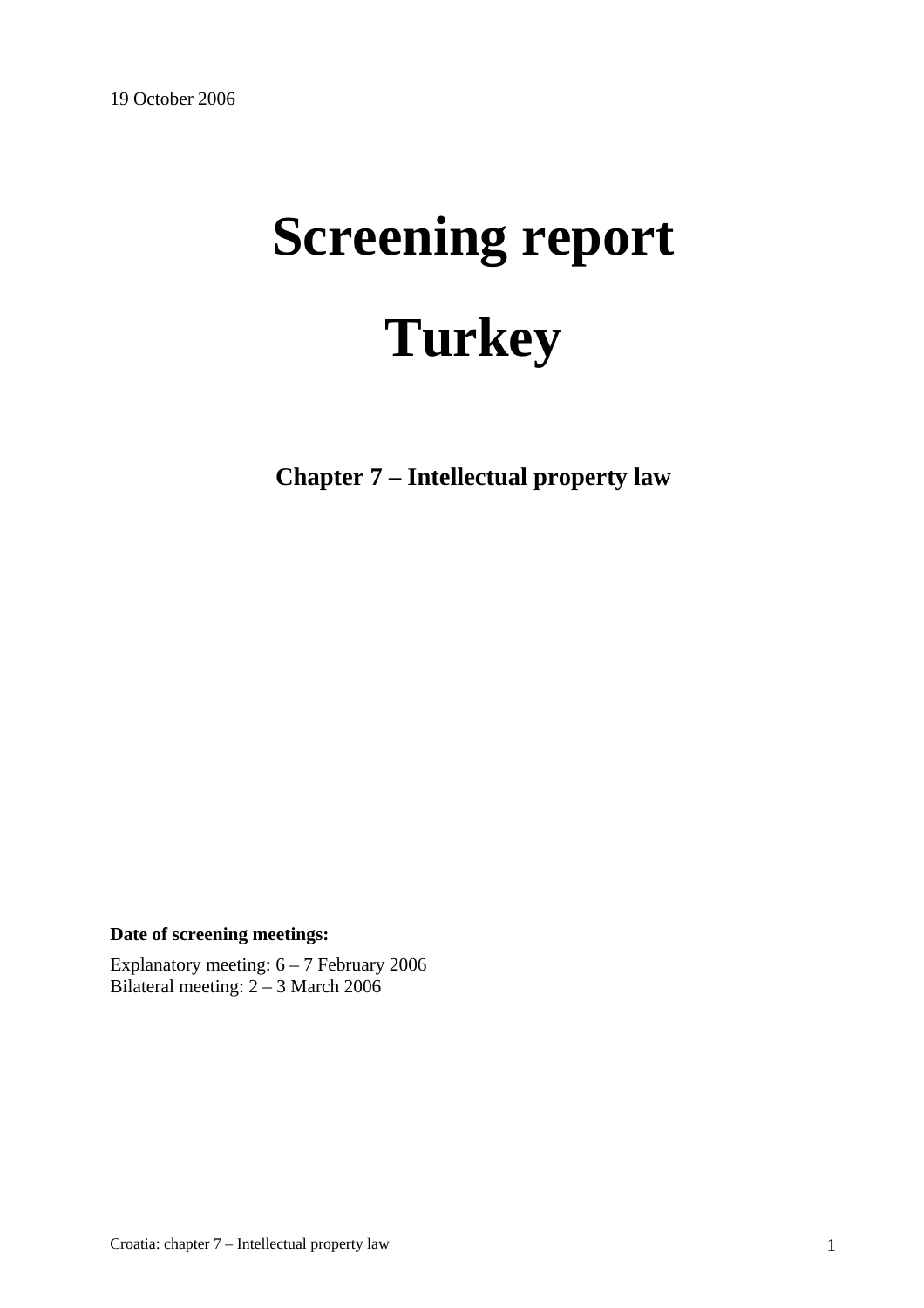19 October 2006

# Screening report

# Turkey

## Chapter 7 – Intellectual property law

**Date of screening meetings:**

Explanatory meeting: 6 – 7 February 2006
Bilateral meeting: 2 – 3 March 2006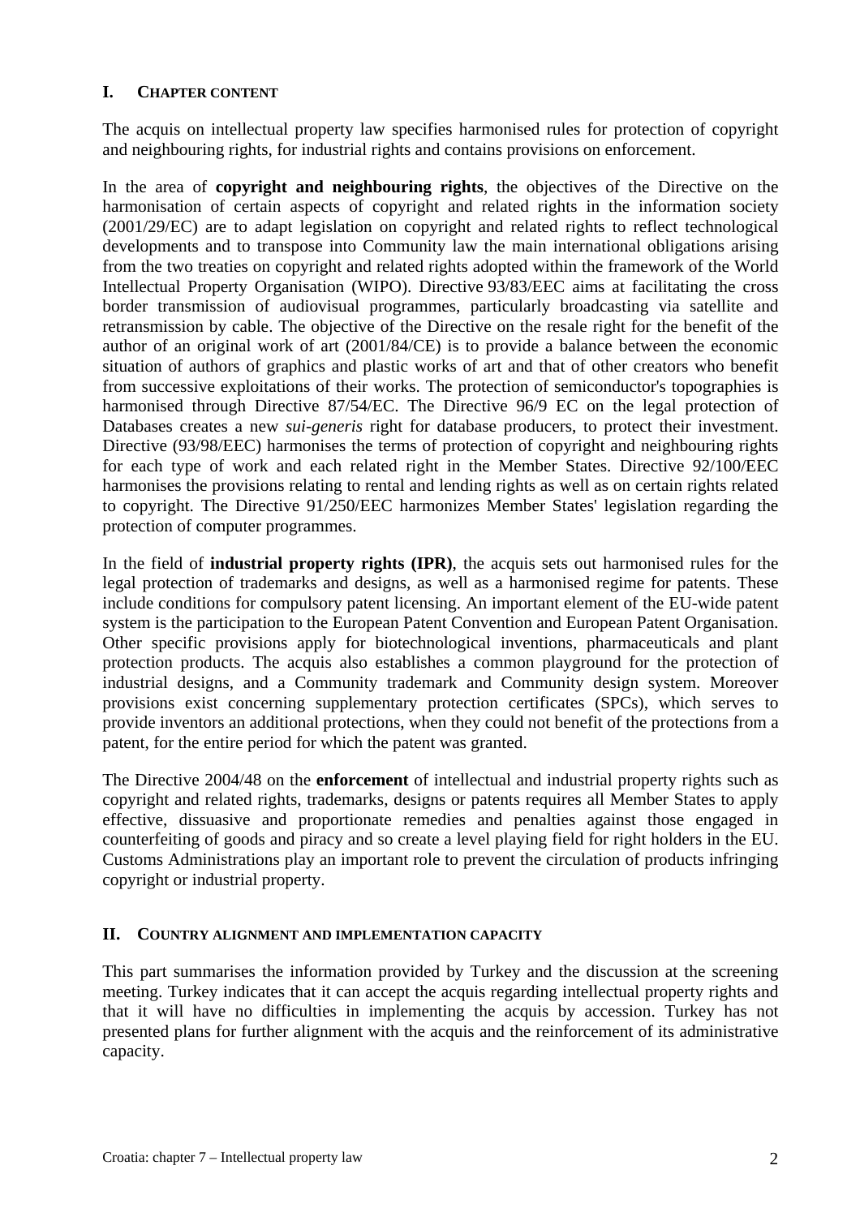## I. CHAPTER CONTENT

The acquis on intellectual property law specifies harmonised rules for protection of copyright and neighbouring rights, for industrial rights and contains provisions on enforcement.

In the area of **copyright and neighbouring rights**, the objectives of the Directive on the harmonisation of certain aspects of copyright and related rights in the information society (2001/29/EC) are to adapt legislation on copyright and related rights to reflect technological developments and to transpose into Community law the main international obligations arising from the two treaties on copyright and related rights adopted within the framework of the World Intellectual Property Organisation (WIPO). Directive 93/83/EEC aims at facilitating the cross border transmission of audiovisual programmes, particularly broadcasting via satellite and retransmission by cable. The objective of the Directive on the resale right for the benefit of the author of an original work of art (2001/84/CE) is to provide a balance between the economic situation of authors of graphics and plastic works of art and that of other creators who benefit from successive exploitations of their works. The protection of semiconductor's topographies is harmonised through Directive 87/54/EC. The Directive 96/9 EC on the legal protection of Databases creates a new *sui-generis* right for database producers, to protect their investment. Directive (93/98/EEC) harmonises the terms of protection of copyright and neighbouring rights for each type of work and each related right in the Member States. Directive 92/100/EEC harmonises the provisions relating to rental and lending rights as well as on certain rights related to copyright. The Directive 91/250/EEC harmonizes Member States' legislation regarding the protection of computer programmes.

In the field of **industrial property rights (IPR)**, the acquis sets out harmonised rules for the legal protection of trademarks and designs, as well as a harmonised regime for patents. These include conditions for compulsory patent licensing. An important element of the EU-wide patent system is the participation to the European Patent Convention and European Patent Organisation. Other specific provisions apply for biotechnological inventions, pharmaceuticals and plant protection products. The acquis also establishes a common playground for the protection of industrial designs, and a Community trademark and Community design system. Moreover provisions exist concerning supplementary protection certificates (SPCs), which serves to provide inventors an additional protections, when they could not benefit of the protections from a patent, for the entire period for which the patent was granted.

The Directive 2004/48 on the **enforcement** of intellectual and industrial property rights such as copyright and related rights, trademarks, designs or patents requires all Member States to apply effective, dissuasive and proportionate remedies and penalties against those engaged in counterfeiting of goods and piracy and so create a level playing field for right holders in the EU. Customs Administrations play an important role to prevent the circulation of products infringing copyright or industrial property.

## II. COUNTRY ALIGNMENT AND IMPLEMENTATION CAPACITY

This part summarises the information provided by Turkey and the discussion at the screening meeting. Turkey indicates that it can accept the acquis regarding intellectual property rights and that it will have no difficulties in implementing the acquis by accession. Turkey has not presented plans for further alignment with the acquis and the reinforcement of its administrative capacity.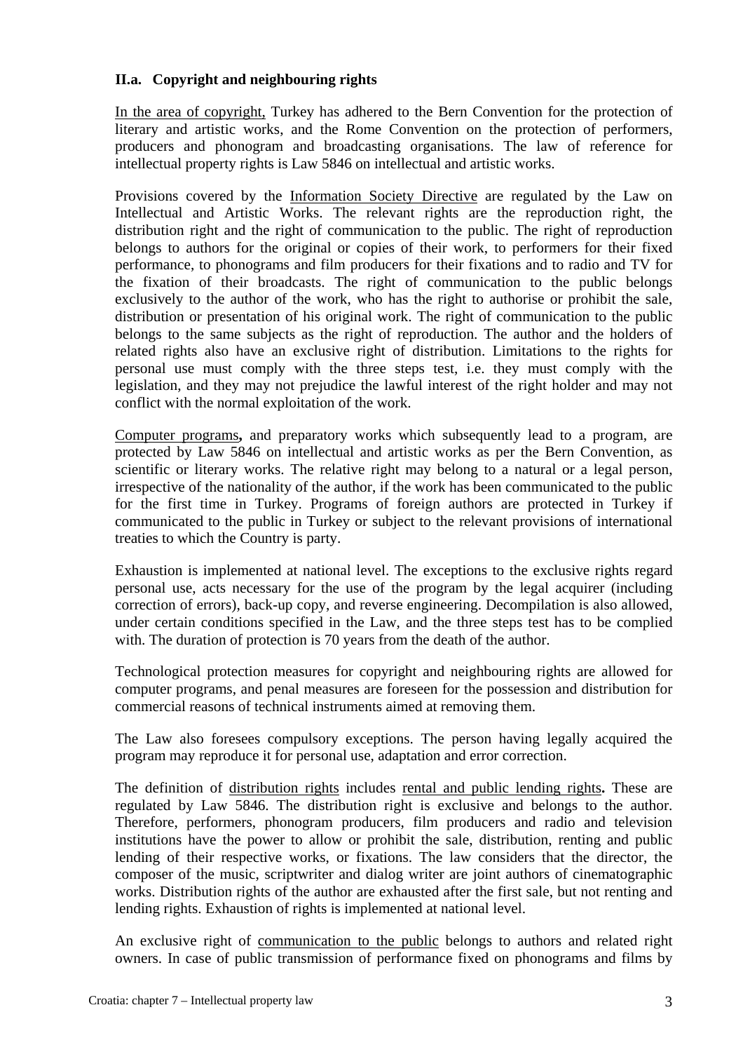### II.a. Copyright and neighbouring rights

In the area of copyright, Turkey has adhered to the Bern Convention for the protection of literary and artistic works, and the Rome Convention on the protection of performers, producers and phonogram and broadcasting organisations. The law of reference for intellectual property rights is Law 5846 on intellectual and artistic works.

Provisions covered by the Information Society Directive are regulated by the Law on Intellectual and Artistic Works. The relevant rights are the reproduction right, the distribution right and the right of communication to the public. The right of reproduction belongs to authors for the original or copies of their work, to performers for their fixed performance, to phonograms and film producers for their fixations and to radio and TV for the fixation of their broadcasts. The right of communication to the public belongs exclusively to the author of the work, who has the right to authorise or prohibit the sale, distribution or presentation of his original work. The right of communication to the public belongs to the same subjects as the right of reproduction. The author and the holders of related rights also have an exclusive right of distribution. Limitations to the rights for personal use must comply with the three steps test, i.e. they must comply with the legislation, and they may not prejudice the lawful interest of the right holder and may not conflict with the normal exploitation of the work.

Computer programs**,** and preparatory works which subsequently lead to a program, are protected by Law 5846 on intellectual and artistic works as per the Bern Convention, as scientific or literary works. The relative right may belong to a natural or a legal person, irrespective of the nationality of the author, if the work has been communicated to the public for the first time in Turkey. Programs of foreign authors are protected in Turkey if communicated to the public in Turkey or subject to the relevant provisions of international treaties to which the Country is party.

Exhaustion is implemented at national level. The exceptions to the exclusive rights regard personal use, acts necessary for the use of the program by the legal acquirer (including correction of errors), back-up copy, and reverse engineering. Decompilation is also allowed, under certain conditions specified in the Law, and the three steps test has to be complied with. The duration of protection is 70 years from the death of the author.

Technological protection measures for copyright and neighbouring rights are allowed for computer programs, and penal measures are foreseen for the possession and distribution for commercial reasons of technical instruments aimed at removing them.

The Law also foresees compulsory exceptions. The person having legally acquired the program may reproduce it for personal use, adaptation and error correction.

The definition of distribution rights includes rental and public lending rights**.** These are regulated by Law 5846. The distribution right is exclusive and belongs to the author. Therefore, performers, phonogram producers, film producers and radio and television institutions have the power to allow or prohibit the sale, distribution, renting and public lending of their respective works, or fixations. The law considers that the director, the composer of the music, scriptwriter and dialog writer are joint authors of cinematographic works. Distribution rights of the author are exhausted after the first sale, but not renting and lending rights. Exhaustion of rights is implemented at national level.

An exclusive right of communication to the public belongs to authors and related right owners. In case of public transmission of performance fixed on phonograms and films by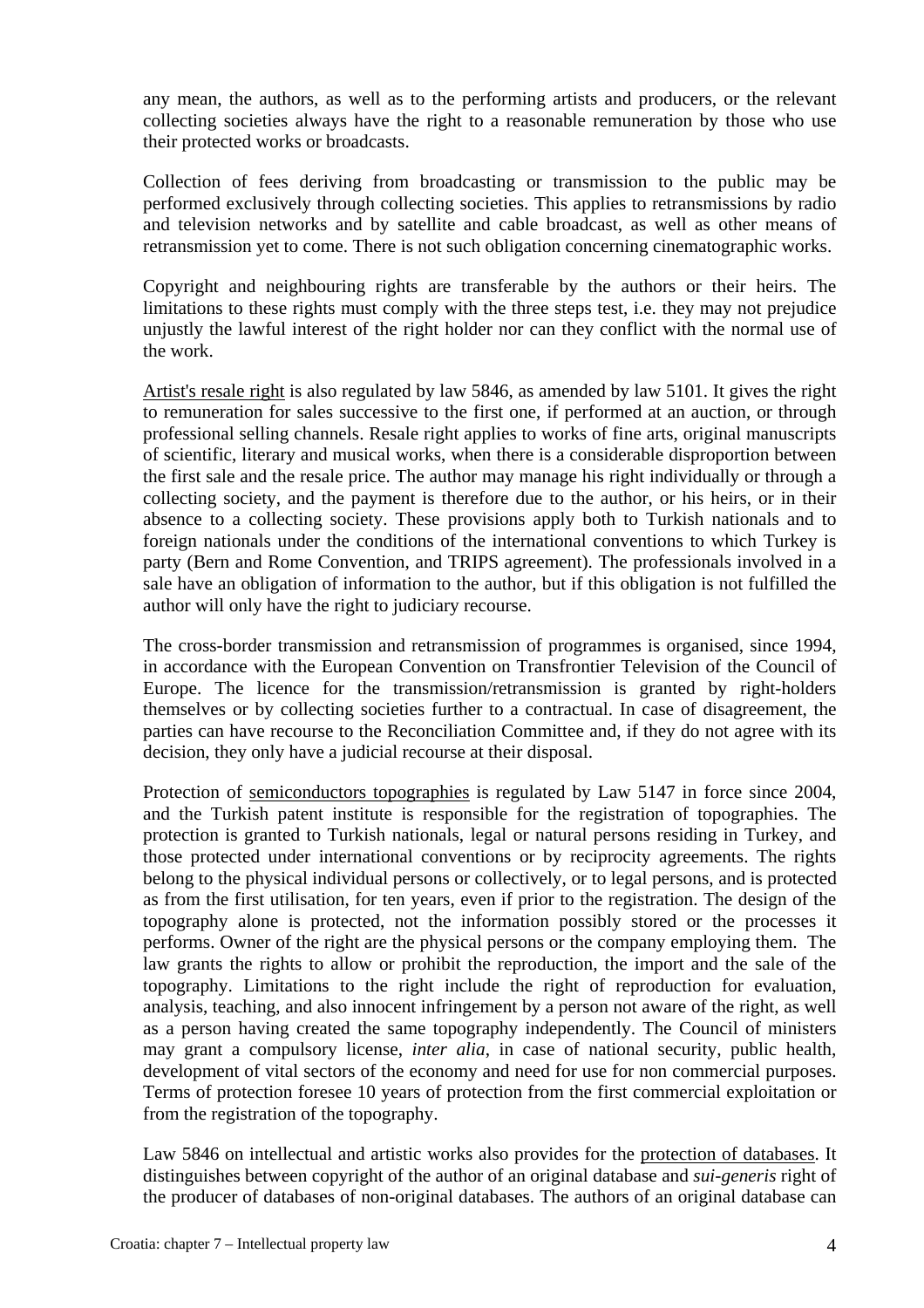any mean, the authors, as well as to the performing artists and producers, or the relevant collecting societies always have the right to a reasonable remuneration by those who use their protected works or broadcasts.

Collection of fees deriving from broadcasting or transmission to the public may be performed exclusively through collecting societies. This applies to retransmissions by radio and television networks and by satellite and cable broadcast, as well as other means of retransmission yet to come. There is not such obligation concerning cinematographic works.

Copyright and neighbouring rights are transferable by the authors or their heirs. The limitations to these rights must comply with the three steps test, i.e. they may not prejudice unjustly the lawful interest of the right holder nor can they conflict with the normal use of the work.

Artist's resale right is also regulated by law 5846, as amended by law 5101. It gives the right to remuneration for sales successive to the first one, if performed at an auction, or through professional selling channels. Resale right applies to works of fine arts, original manuscripts of scientific, literary and musical works, when there is a considerable disproportion between the first sale and the resale price. The author may manage his right individually or through a collecting society, and the payment is therefore due to the author, or his heirs, or in their absence to a collecting society. These provisions apply both to Turkish nationals and to foreign nationals under the conditions of the international conventions to which Turkey is party (Bern and Rome Convention, and TRIPS agreement). The professionals involved in a sale have an obligation of information to the author, but if this obligation is not fulfilled the author will only have the right to judiciary recourse.

The cross-border transmission and retransmission of programmes is organised, since 1994, in accordance with the European Convention on Transfrontier Television of the Council of Europe. The licence for the transmission/retransmission is granted by right-holders themselves or by collecting societies further to a contractual. In case of disagreement, the parties can have recourse to the Reconciliation Committee and, if they do not agree with its decision, they only have a judicial recourse at their disposal.

Protection of semiconductors topographies is regulated by Law 5147 in force since 2004, and the Turkish patent institute is responsible for the registration of topographies. The protection is granted to Turkish nationals, legal or natural persons residing in Turkey, and those protected under international conventions or by reciprocity agreements. The rights belong to the physical individual persons or collectively, or to legal persons, and is protected as from the first utilisation, for ten years, even if prior to the registration. The design of the topography alone is protected, not the information possibly stored or the processes it performs. Owner of the right are the physical persons or the company employing them. The law grants the rights to allow or prohibit the reproduction, the import and the sale of the topography. Limitations to the right include the right of reproduction for evaluation, analysis, teaching, and also innocent infringement by a person not aware of the right, as well as a person having created the same topography independently. The Council of ministers may grant a compulsory license, *inter alia*, in case of national security, public health, development of vital sectors of the economy and need for use for non commercial purposes. Terms of protection foresee 10 years of protection from the first commercial exploitation or from the registration of the topography.

Law 5846 on intellectual and artistic works also provides for the protection of databases. It distinguishes between copyright of the author of an original database and *sui-generis* right of the producer of databases of non-original databases. The authors of an original database can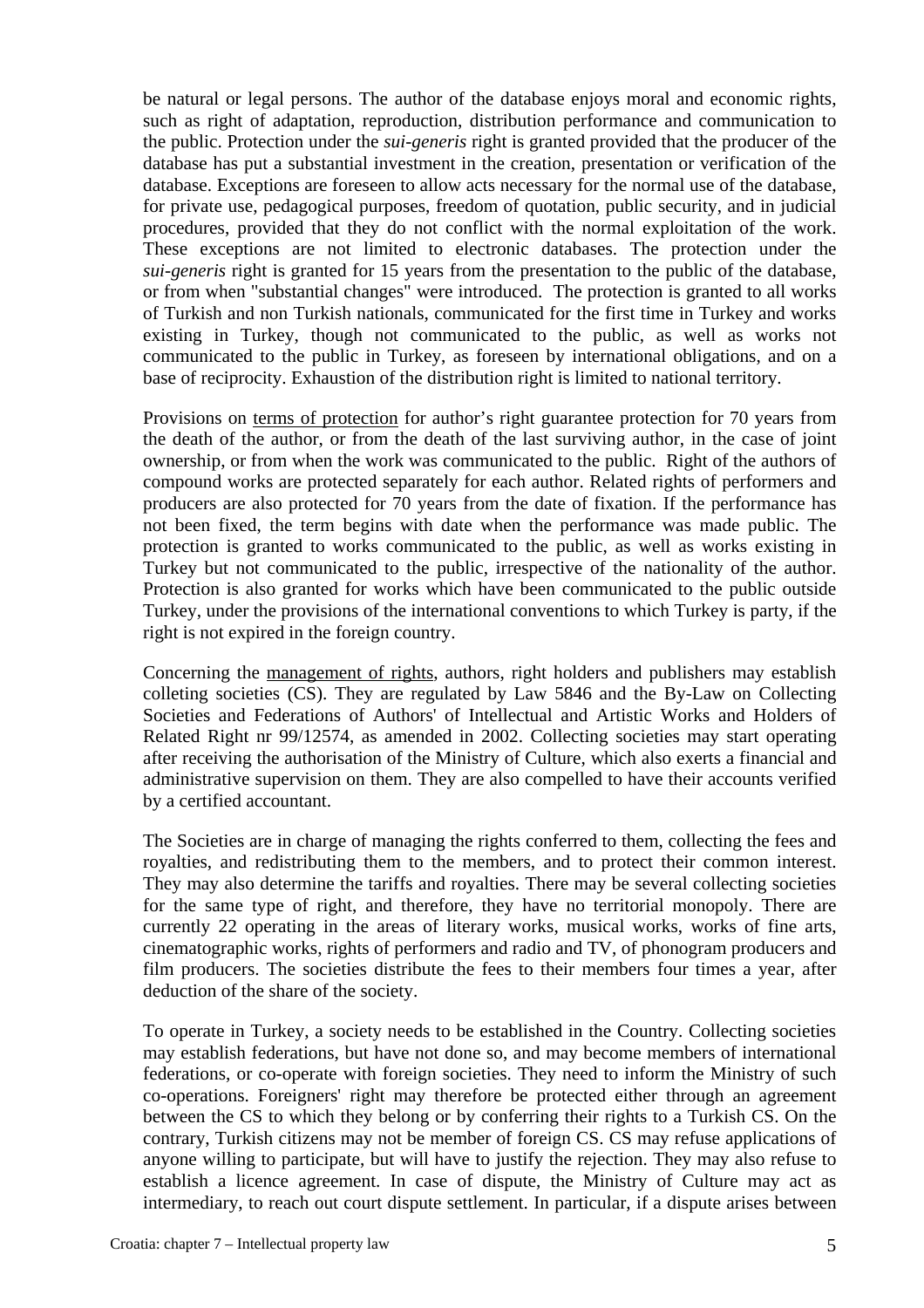be natural or legal persons. The author of the database enjoys moral and economic rights, such as right of adaptation, reproduction, distribution performance and communication to the public. Protection under the *sui-generis* right is granted provided that the producer of the database has put a substantial investment in the creation, presentation or verification of the database. Exceptions are foreseen to allow acts necessary for the normal use of the database, for private use, pedagogical purposes, freedom of quotation, public security, and in judicial procedures, provided that they do not conflict with the normal exploitation of the work. These exceptions are not limited to electronic databases. The protection under the *sui-generis* right is granted for 15 years from the presentation to the public of the database, or from when "substantial changes" were introduced. The protection is granted to all works of Turkish and non Turkish nationals, communicated for the first time in Turkey and works existing in Turkey, though not communicated to the public, as well as works not communicated to the public in Turkey, as foreseen by international obligations, and on a base of reciprocity. Exhaustion of the distribution right is limited to national territory.

Provisions on <u>terms of protection</u> for author's right guarantee protection for 70 years from the death of the author, or from the death of the last surviving author, in the case of joint ownership, or from when the work was communicated to the public. Right of the authors of compound works are protected separately for each author. Related rights of performers and producers are also protected for 70 years from the date of fixation. If the performance has not been fixed, the term begins with date when the performance was made public. The protection is granted to works communicated to the public, as well as works existing in Turkey but not communicated to the public, irrespective of the nationality of the author. Protection is also granted for works which have been communicated to the public outside Turkey, under the provisions of the international conventions to which Turkey is party, if the right is not expired in the foreign country.

Concerning the <u>management of rights</u>, authors, right holders and publishers may establish colleting societies (CS). They are regulated by Law 5846 and the By-Law on Collecting Societies and Federations of Authors' of Intellectual and Artistic Works and Holders of Related Right nr 99/12574, as amended in 2002. Collecting societies may start operating after receiving the authorisation of the Ministry of Culture, which also exerts a financial and administrative supervision on them. They are also compelled to have their accounts verified by a certified accountant.

The Societies are in charge of managing the rights conferred to them, collecting the fees and royalties, and redistributing them to the members, and to protect their common interest. They may also determine the tariffs and royalties. There may be several collecting societies for the same type of right, and therefore, they have no territorial monopoly. There are currently 22 operating in the areas of literary works, musical works, works of fine arts, cinematographic works, rights of performers and radio and TV, of phonogram producers and film producers. The societies distribute the fees to their members four times a year, after deduction of the share of the society.

To operate in Turkey, a society needs to be established in the Country. Collecting societies may establish federations, but have not done so, and may become members of international federations, or co-operate with foreign societies. They need to inform the Ministry of such co-operations. Foreigners' right may therefore be protected either through an agreement between the CS to which they belong or by conferring their rights to a Turkish CS. On the contrary, Turkish citizens may not be member of foreign CS. CS may refuse applications of anyone willing to participate, but will have to justify the rejection. They may also refuse to establish a licence agreement. In case of dispute, the Ministry of Culture may act as intermediary, to reach out court dispute settlement. In particular, if a dispute arises between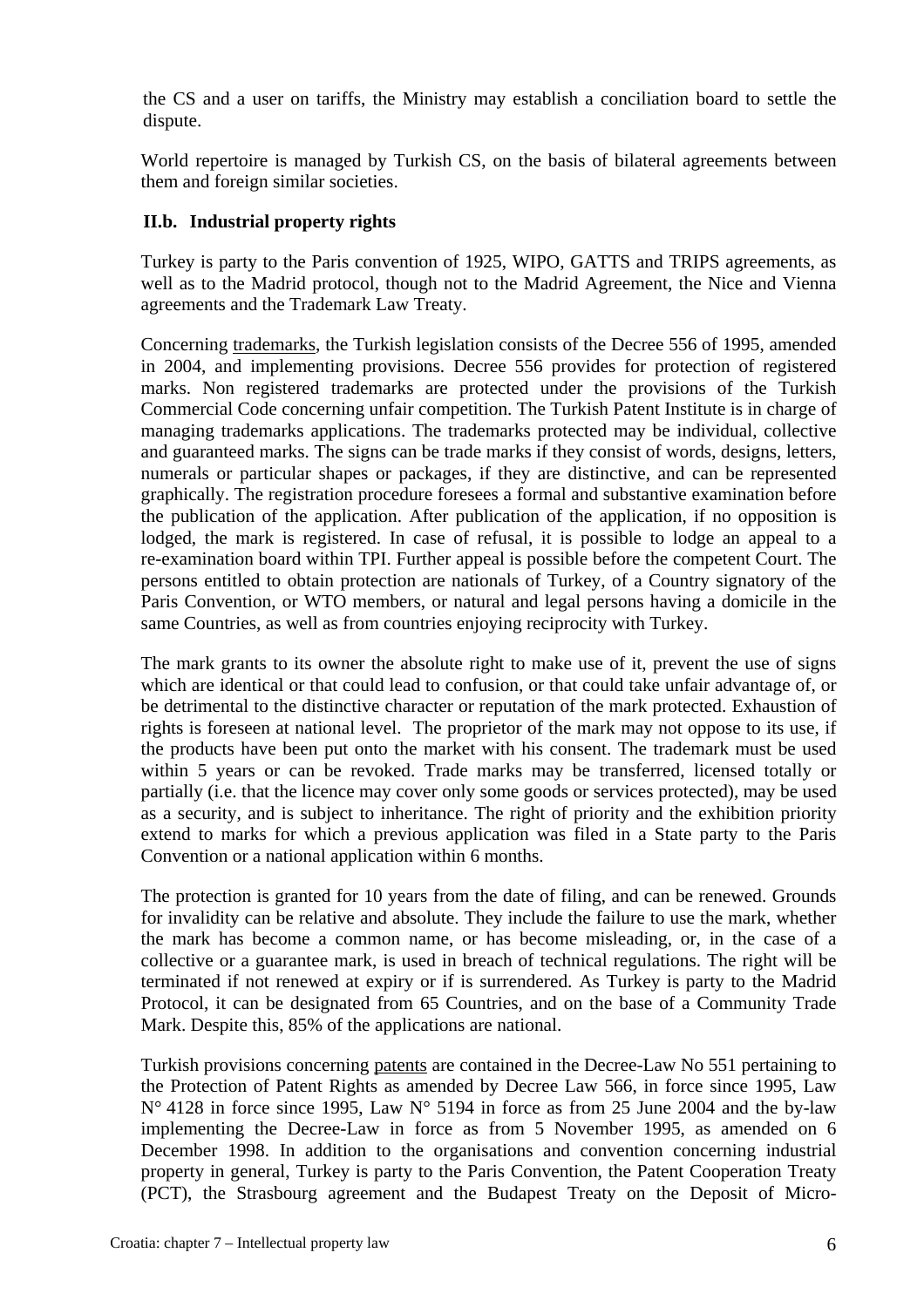the CS and a user on tariffs, the Ministry may establish a conciliation board to settle the dispute.

World repertoire is managed by Turkish CS, on the basis of bilateral agreements between them and foreign similar societies.

### II.b. Industrial property rights

Turkey is party to the Paris convention of 1925, WIPO, GATTS and TRIPS agreements, as well as to the Madrid protocol, though not to the Madrid Agreement, the Nice and Vienna agreements and the Trademark Law Treaty.

Concerning trademarks, the Turkish legislation consists of the Decree 556 of 1995, amended in 2004, and implementing provisions. Decree 556 provides for protection of registered marks. Non registered trademarks are protected under the provisions of the Turkish Commercial Code concerning unfair competition. The Turkish Patent Institute is in charge of managing trademarks applications. The trademarks protected may be individual, collective and guaranteed marks. The signs can be trade marks if they consist of words, designs, letters, numerals or particular shapes or packages, if they are distinctive, and can be represented graphically. The registration procedure foresees a formal and substantive examination before the publication of the application. After publication of the application, if no opposition is lodged, the mark is registered. In case of refusal, it is possible to lodge an appeal to a re-examination board within TPI. Further appeal is possible before the competent Court. The persons entitled to obtain protection are nationals of Turkey, of a Country signatory of the Paris Convention, or WTO members, or natural and legal persons having a domicile in the same Countries, as well as from countries enjoying reciprocity with Turkey.

The mark grants to its owner the absolute right to make use of it, prevent the use of signs which are identical or that could lead to confusion, or that could take unfair advantage of, or be detrimental to the distinctive character or reputation of the mark protected. Exhaustion of rights is foreseen at national level. The proprietor of the mark may not oppose to its use, if the products have been put onto the market with his consent. The trademark must be used within 5 years or can be revoked. Trade marks may be transferred, licensed totally or partially (i.e. that the licence may cover only some goods or services protected), may be used as a security, and is subject to inheritance. The right of priority and the exhibition priority extend to marks for which a previous application was filed in a State party to the Paris Convention or a national application within 6 months.

The protection is granted for 10 years from the date of filing, and can be renewed. Grounds for invalidity can be relative and absolute. They include the failure to use the mark, whether the mark has become a common name, or has become misleading, or, in the case of a collective or a guarantee mark, is used in breach of technical regulations. The right will be terminated if not renewed at expiry or if is surrendered. As Turkey is party to the Madrid Protocol, it can be designated from 65 Countries, and on the base of a Community Trade Mark. Despite this, 85% of the applications are national.

Turkish provisions concerning patents are contained in the Decree-Law No 551 pertaining to the Protection of Patent Rights as amended by Decree Law 566, in force since 1995, Law N° 4128 in force since 1995, Law N° 5194 in force as from 25 June 2004 and the by-law implementing the Decree-Law in force as from 5 November 1995, as amended on 6 December 1998. In addition to the organisations and convention concerning industrial property in general, Turkey is party to the Paris Convention, the Patent Cooperation Treaty (PCT), the Strasbourg agreement and the Budapest Treaty on the Deposit of Micro-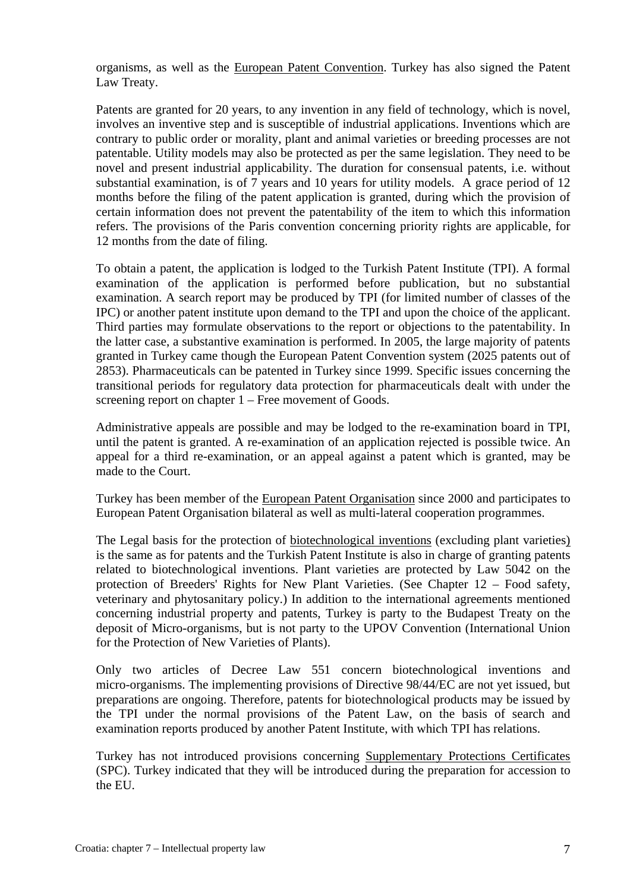organisms, as well as the European Patent Convention. Turkey has also signed the Patent Law Treaty.

Patents are granted for 20 years, to any invention in any field of technology, which is novel, involves an inventive step and is susceptible of industrial applications. Inventions which are contrary to public order or morality, plant and animal varieties or breeding processes are not patentable. Utility models may also be protected as per the same legislation. They need to be novel and present industrial applicability. The duration for consensual patents, i.e. without substantial examination, is of 7 years and 10 years for utility models. A grace period of 12 months before the filing of the patent application is granted, during which the provision of certain information does not prevent the patentability of the item to which this information refers. The provisions of the Paris convention concerning priority rights are applicable, for 12 months from the date of filing.

To obtain a patent, the application is lodged to the Turkish Patent Institute (TPI). A formal examination of the application is performed before publication, but no substantial examination. A search report may be produced by TPI (for limited number of classes of the IPC) or another patent institute upon demand to the TPI and upon the choice of the applicant. Third parties may formulate observations to the report or objections to the patentability. In the latter case, a substantive examination is performed. In 2005, the large majority of patents granted in Turkey came though the European Patent Convention system (2025 patents out of 2853). Pharmaceuticals can be patented in Turkey since 1999. Specific issues concerning the transitional periods for regulatory data protection for pharmaceuticals dealt with under the screening report on chapter 1 – Free movement of Goods.

Administrative appeals are possible and may be lodged to the re-examination board in TPI, until the patent is granted. A re-examination of an application rejected is possible twice. An appeal for a third re-examination, or an appeal against a patent which is granted, may be made to the Court.

Turkey has been member of the European Patent Organisation since 2000 and participates to European Patent Organisation bilateral as well as multi-lateral cooperation programmes.

The Legal basis for the protection of biotechnological inventions (excluding plant varieties) is the same as for patents and the Turkish Patent Institute is also in charge of granting patents related to biotechnological inventions. Plant varieties are protected by Law 5042 on the protection of Breeders' Rights for New Plant Varieties. (See Chapter 12 – Food safety, veterinary and phytosanitary policy.) In addition to the international agreements mentioned concerning industrial property and patents, Turkey is party to the Budapest Treaty on the deposit of Micro-organisms, but is not party to the UPOV Convention (International Union for the Protection of New Varieties of Plants).

Only two articles of Decree Law 551 concern biotechnological inventions and micro-organisms. The implementing provisions of Directive 98/44/EC are not yet issued, but preparations are ongoing. Therefore, patents for biotechnological products may be issued by the TPI under the normal provisions of the Patent Law, on the basis of search and examination reports produced by another Patent Institute, with which TPI has relations.

Turkey has not introduced provisions concerning Supplementary Protections Certificates (SPC). Turkey indicated that they will be introduced during the preparation for accession to the EU.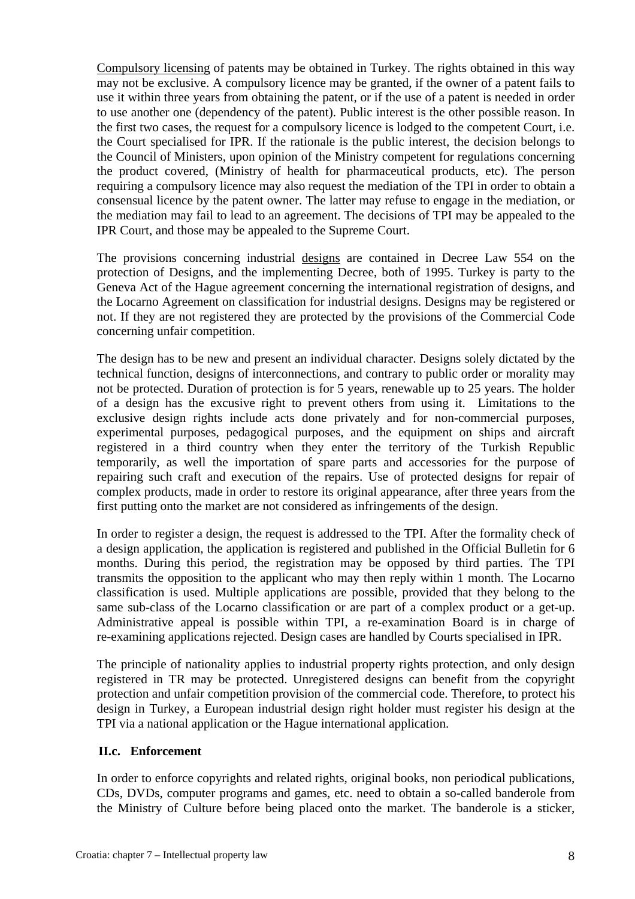Compulsory licensing of patents may be obtained in Turkey. The rights obtained in this way may not be exclusive. A compulsory licence may be granted, if the owner of a patent fails to use it within three years from obtaining the patent, or if the use of a patent is needed in order to use another one (dependency of the patent). Public interest is the other possible reason. In the first two cases, the request for a compulsory licence is lodged to the competent Court, i.e. the Court specialised for IPR. If the rationale is the public interest, the decision belongs to the Council of Ministers, upon opinion of the Ministry competent for regulations concerning the product covered, (Ministry of health for pharmaceutical products, etc). The person requiring a compulsory licence may also request the mediation of the TPI in order to obtain a consensual licence by the patent owner. The latter may refuse to engage in the mediation, or the mediation may fail to lead to an agreement. The decisions of TPI may be appealed to the IPR Court, and those may be appealed to the Supreme Court.

The provisions concerning industrial designs are contained in Decree Law 554 on the protection of Designs, and the implementing Decree, both of 1995. Turkey is party to the Geneva Act of the Hague agreement concerning the international registration of designs, and the Locarno Agreement on classification for industrial designs. Designs may be registered or not. If they are not registered they are protected by the provisions of the Commercial Code concerning unfair competition.

The design has to be new and present an individual character. Designs solely dictated by the technical function, designs of interconnections, and contrary to public order or morality may not be protected. Duration of protection is for 5 years, renewable up to 25 years. The holder of a design has the excusive right to prevent others from using it. Limitations to the exclusive design rights include acts done privately and for non-commercial purposes, experimental purposes, pedagogical purposes, and the equipment on ships and aircraft registered in a third country when they enter the territory of the Turkish Republic temporarily, as well the importation of spare parts and accessories for the purpose of repairing such craft and execution of the repairs. Use of protected designs for repair of complex products, made in order to restore its original appearance, after three years from the first putting onto the market are not considered as infringements of the design.

In order to register a design, the request is addressed to the TPI. After the formality check of a design application, the application is registered and published in the Official Bulletin for 6 months. During this period, the registration may be opposed by third parties. The TPI transmits the opposition to the applicant who may then reply within 1 month. The Locarno classification is used. Multiple applications are possible, provided that they belong to the same sub-class of the Locarno classification or are part of a complex product or a get-up. Administrative appeal is possible within TPI, a re-examination Board is in charge of re-examining applications rejected. Design cases are handled by Courts specialised in IPR.

The principle of nationality applies to industrial property rights protection, and only design registered in TR may be protected. Unregistered designs can benefit from the copyright protection and unfair competition provision of the commercial code. Therefore, to protect his design in Turkey, a European industrial design right holder must register his design at the TPI via a national application or the Hague international application.

### II.c. Enforcement

In order to enforce copyrights and related rights, original books, non periodical publications, CDs, DVDs, computer programs and games, etc. need to obtain a so-called banderole from the Ministry of Culture before being placed onto the market. The banderole is a sticker,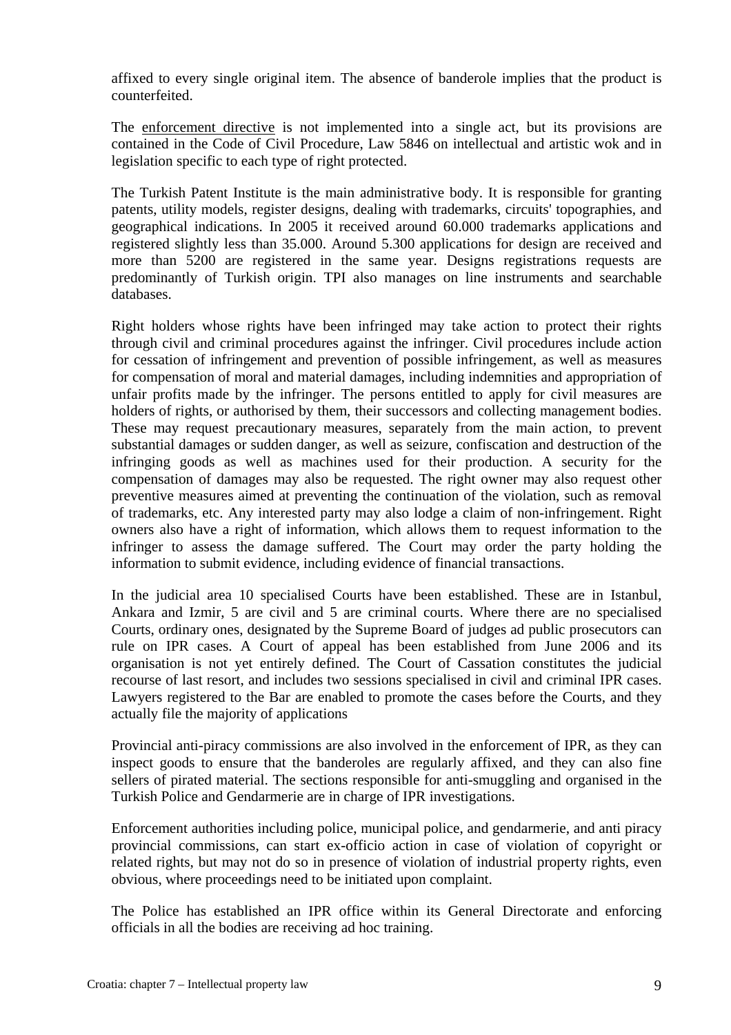affixed to every single original item. The absence of banderole implies that the product is counterfeited.

The enforcement directive is not implemented into a single act, but its provisions are contained in the Code of Civil Procedure, Law 5846 on intellectual and artistic wok and in legislation specific to each type of right protected.

The Turkish Patent Institute is the main administrative body. It is responsible for granting patents, utility models, register designs, dealing with trademarks, circuits' topographies, and geographical indications. In 2005 it received around 60.000 trademarks applications and registered slightly less than 35.000. Around 5.300 applications for design are received and more than 5200 are registered in the same year. Designs registrations requests are predominantly of Turkish origin. TPI also manages on line instruments and searchable databases.

Right holders whose rights have been infringed may take action to protect their rights through civil and criminal procedures against the infringer. Civil procedures include action for cessation of infringement and prevention of possible infringement, as well as measures for compensation of moral and material damages, including indemnities and appropriation of unfair profits made by the infringer. The persons entitled to apply for civil measures are holders of rights, or authorised by them, their successors and collecting management bodies. These may request precautionary measures, separately from the main action, to prevent substantial damages or sudden danger, as well as seizure, confiscation and destruction of the infringing goods as well as machines used for their production. A security for the compensation of damages may also be requested. The right owner may also request other preventive measures aimed at preventing the continuation of the violation, such as removal of trademarks, etc. Any interested party may also lodge a claim of non-infringement. Right owners also have a right of information, which allows them to request information to the infringer to assess the damage suffered. The Court may order the party holding the information to submit evidence, including evidence of financial transactions.

In the judicial area 10 specialised Courts have been established. These are in Istanbul, Ankara and Izmir, 5 are civil and 5 are criminal courts. Where there are no specialised Courts, ordinary ones, designated by the Supreme Board of judges ad public prosecutors can rule on IPR cases. A Court of appeal has been established from June 2006 and its organisation is not yet entirely defined. The Court of Cassation constitutes the judicial recourse of last resort, and includes two sessions specialised in civil and criminal IPR cases. Lawyers registered to the Bar are enabled to promote the cases before the Courts, and they actually file the majority of applications

Provincial anti-piracy commissions are also involved in the enforcement of IPR, as they can inspect goods to ensure that the banderoles are regularly affixed, and they can also fine sellers of pirated material. The sections responsible for anti-smuggling and organised in the Turkish Police and Gendarmerie are in charge of IPR investigations.

Enforcement authorities including police, municipal police, and gendarmerie, and anti piracy provincial commissions, can start ex-officio action in case of violation of copyright or related rights, but may not do so in presence of violation of industrial property rights, even obvious, where proceedings need to be initiated upon complaint.

The Police has established an IPR office within its General Directorate and enforcing officials in all the bodies are receiving ad hoc training.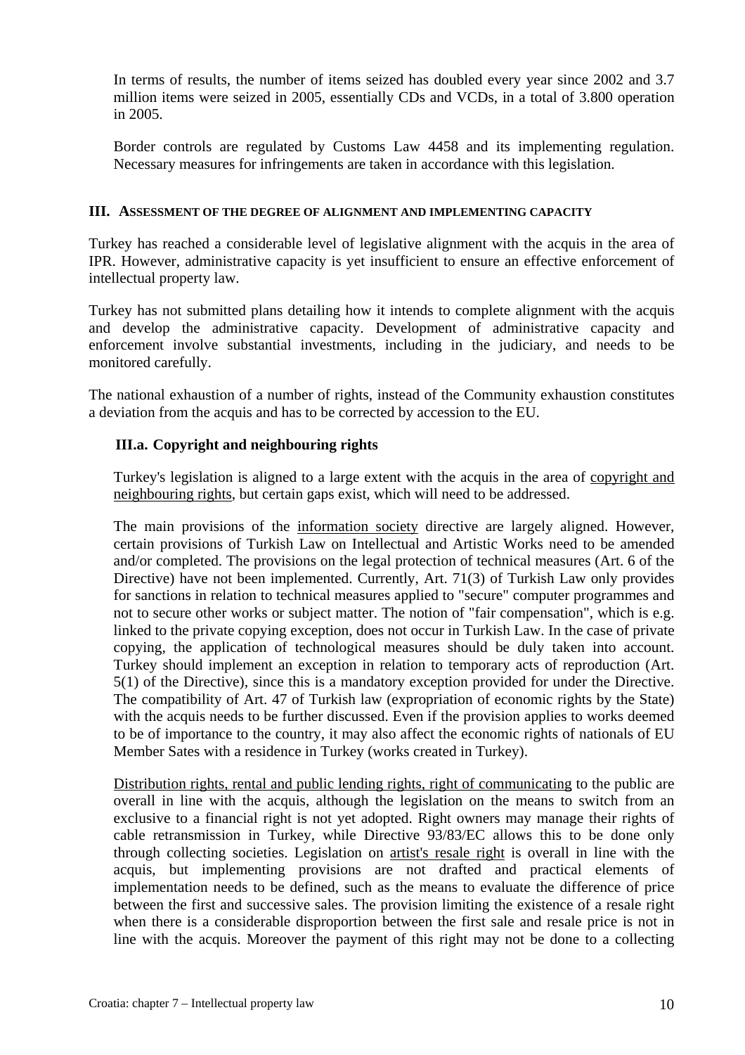In terms of results, the number of items seized has doubled every year since 2002 and 3.7 million items were seized in 2005, essentially CDs and VCDs, in a total of 3.800 operation in 2005.

Border controls are regulated by Customs Law 4458 and its implementing regulation. Necessary measures for infringements are taken in accordance with this legislation.

## III. ASSESSMENT OF THE DEGREE OF ALIGNMENT AND IMPLEMENTING CAPACITY

Turkey has reached a considerable level of legislative alignment with the acquis in the area of IPR. However, administrative capacity is yet insufficient to ensure an effective enforcement of intellectual property law.

Turkey has not submitted plans detailing how it intends to complete alignment with the acquis and develop the administrative capacity. Development of administrative capacity and enforcement involve substantial investments, including in the judiciary, and needs to be monitored carefully.

The national exhaustion of a number of rights, instead of the Community exhaustion constitutes a deviation from the acquis and has to be corrected by accession to the EU.

### III.a. Copyright and neighbouring rights

Turkey's legislation is aligned to a large extent with the acquis in the area of copyright and neighbouring rights, but certain gaps exist, which will need to be addressed.

The main provisions of the information society directive are largely aligned. However, certain provisions of Turkish Law on Intellectual and Artistic Works need to be amended and/or completed. The provisions on the legal protection of technical measures (Art. 6 of the Directive) have not been implemented. Currently, Art. 71(3) of Turkish Law only provides for sanctions in relation to technical measures applied to "secure" computer programmes and not to secure other works or subject matter. The notion of "fair compensation", which is e.g. linked to the private copying exception, does not occur in Turkish Law. In the case of private copying, the application of technological measures should be duly taken into account. Turkey should implement an exception in relation to temporary acts of reproduction (Art. 5(1) of the Directive), since this is a mandatory exception provided for under the Directive. The compatibility of Art. 47 of Turkish law (expropriation of economic rights by the State) with the acquis needs to be further discussed. Even if the provision applies to works deemed to be of importance to the country, it may also affect the economic rights of nationals of EU Member Sates with a residence in Turkey (works created in Turkey).

Distribution rights, rental and public lending rights, right of communicating to the public are overall in line with the acquis, although the legislation on the means to switch from an exclusive to a financial right is not yet adopted. Right owners may manage their rights of cable retransmission in Turkey, while Directive 93/83/EC allows this to be done only through collecting societies. Legislation on artist's resale right is overall in line with the acquis, but implementing provisions are not drafted and practical elements of implementation needs to be defined, such as the means to evaluate the difference of price between the first and successive sales. The provision limiting the existence of a resale right when there is a considerable disproportion between the first sale and resale price is not in line with the acquis. Moreover the payment of this right may not be done to a collecting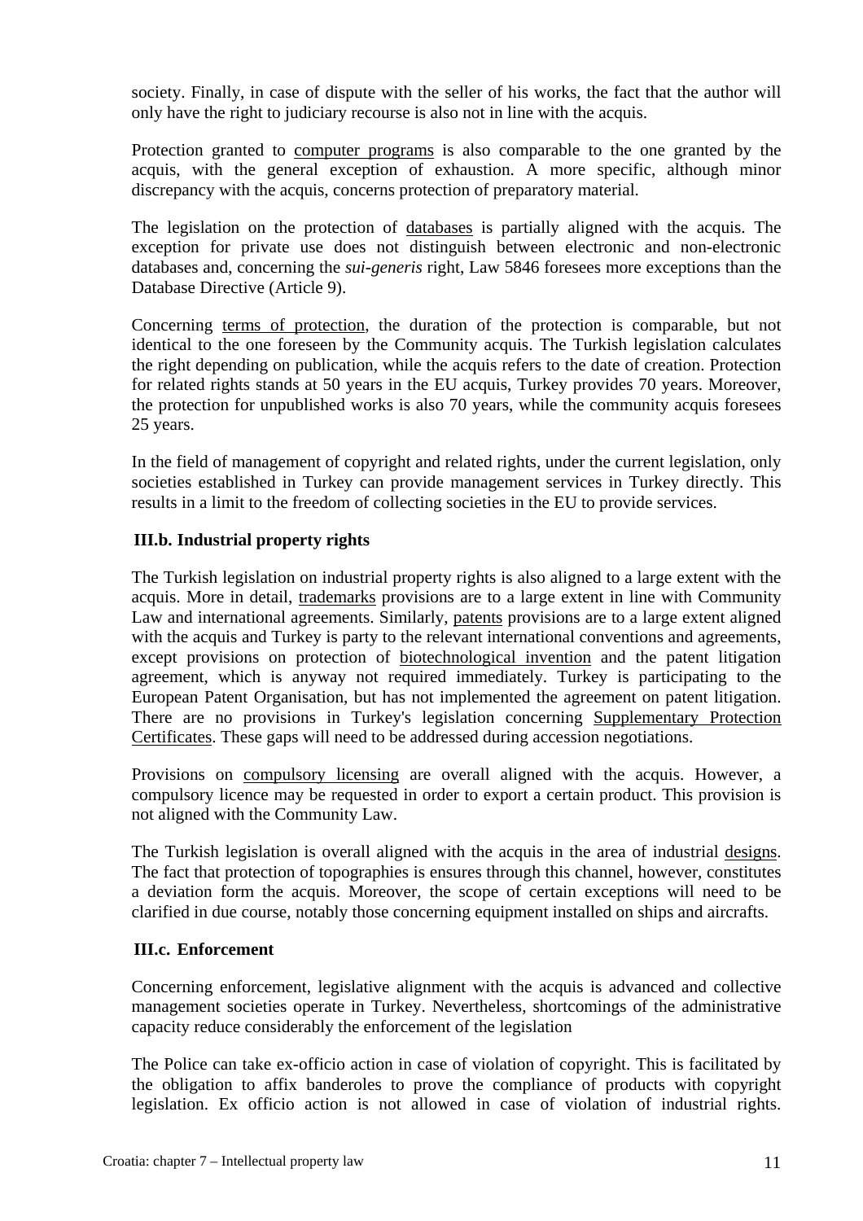society. Finally, in case of dispute with the seller of his works, the fact that the author will only have the right to judiciary recourse is also not in line with the acquis.

Protection granted to computer programs is also comparable to the one granted by the acquis, with the general exception of exhaustion. A more specific, although minor discrepancy with the acquis, concerns protection of preparatory material.

The legislation on the protection of databases is partially aligned with the acquis. The exception for private use does not distinguish between electronic and non-electronic databases and, concerning the *sui-generis* right, Law 5846 foresees more exceptions than the Database Directive (Article 9).

Concerning terms of protection, the duration of the protection is comparable, but not identical to the one foreseen by the Community acquis. The Turkish legislation calculates the right depending on publication, while the acquis refers to the date of creation. Protection for related rights stands at 50 years in the EU acquis, Turkey provides 70 years. Moreover, the protection for unpublished works is also 70 years, while the community acquis foresees 25 years.

In the field of management of copyright and related rights, under the current legislation, only societies established in Turkey can provide management services in Turkey directly. This results in a limit to the freedom of collecting societies in the EU to provide services.

### III.b. Industrial property rights

The Turkish legislation on industrial property rights is also aligned to a large extent with the acquis. More in detail, trademarks provisions are to a large extent in line with Community Law and international agreements. Similarly, patents provisions are to a large extent aligned with the acquis and Turkey is party to the relevant international conventions and agreements, except provisions on protection of biotechnological invention and the patent litigation agreement, which is anyway not required immediately. Turkey is participating to the European Patent Organisation, but has not implemented the agreement on patent litigation. There are no provisions in Turkey's legislation concerning Supplementary Protection Certificates. These gaps will need to be addressed during accession negotiations.

Provisions on compulsory licensing are overall aligned with the acquis. However, a compulsory licence may be requested in order to export a certain product. This provision is not aligned with the Community Law.

The Turkish legislation is overall aligned with the acquis in the area of industrial designs. The fact that protection of topographies is ensures through this channel, however, constitutes a deviation form the acquis. Moreover, the scope of certain exceptions will need to be clarified in due course, notably those concerning equipment installed on ships and aircrafts.

### III.c. Enforcement

Concerning enforcement, legislative alignment with the acquis is advanced and collective management societies operate in Turkey. Nevertheless, shortcomings of the administrative capacity reduce considerably the enforcement of the legislation

The Police can take ex-officio action in case of violation of copyright. This is facilitated by the obligation to affix banderoles to prove the compliance of products with copyright legislation. Ex officio action is not allowed in case of violation of industrial rights.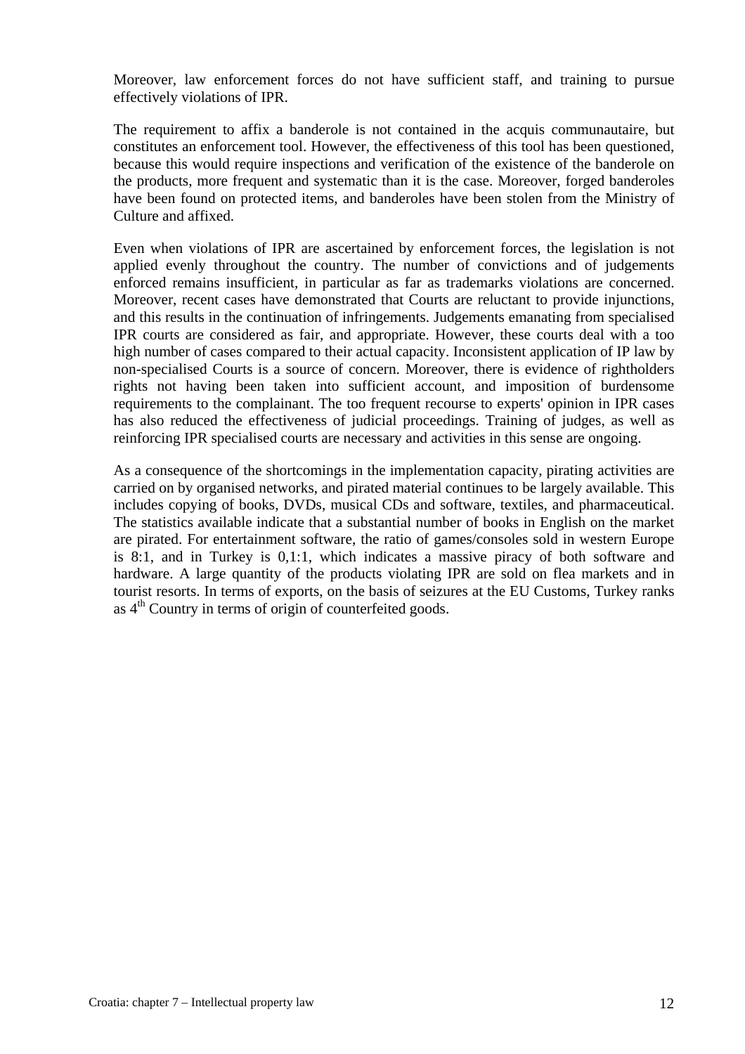Moreover, law enforcement forces do not have sufficient staff, and training to pursue effectively violations of IPR.

The requirement to affix a banderole is not contained in the acquis communautaire, but constitutes an enforcement tool. However, the effectiveness of this tool has been questioned, because this would require inspections and verification of the existence of the banderole on the products, more frequent and systematic than it is the case. Moreover, forged banderoles have been found on protected items, and banderoles have been stolen from the Ministry of Culture and affixed.

Even when violations of IPR are ascertained by enforcement forces, the legislation is not applied evenly throughout the country. The number of convictions and of judgements enforced remains insufficient, in particular as far as trademarks violations are concerned. Moreover, recent cases have demonstrated that Courts are reluctant to provide injunctions, and this results in the continuation of infringements. Judgements emanating from specialised IPR courts are considered as fair, and appropriate. However, these courts deal with a too high number of cases compared to their actual capacity. Inconsistent application of IP law by non-specialised Courts is a source of concern. Moreover, there is evidence of rightholders rights not having been taken into sufficient account, and imposition of burdensome requirements to the complainant. The too frequent recourse to experts' opinion in IPR cases has also reduced the effectiveness of judicial proceedings. Training of judges, as well as reinforcing IPR specialised courts are necessary and activities in this sense are ongoing.

As a consequence of the shortcomings in the implementation capacity, pirating activities are carried on by organised networks, and pirated material continues to be largely available. This includes copying of books, DVDs, musical CDs and software, textiles, and pharmaceutical. The statistics available indicate that a substantial number of books in English on the market are pirated. For entertainment software, the ratio of games/consoles sold in western Europe is 8:1, and in Turkey is 0,1:1, which indicates a massive piracy of both software and hardware. A large quantity of the products violating IPR are sold on flea markets and in tourist resorts. In terms of exports, on the basis of seizures at the EU Customs, Turkey ranks as 4th Country in terms of origin of counterfeited goods.